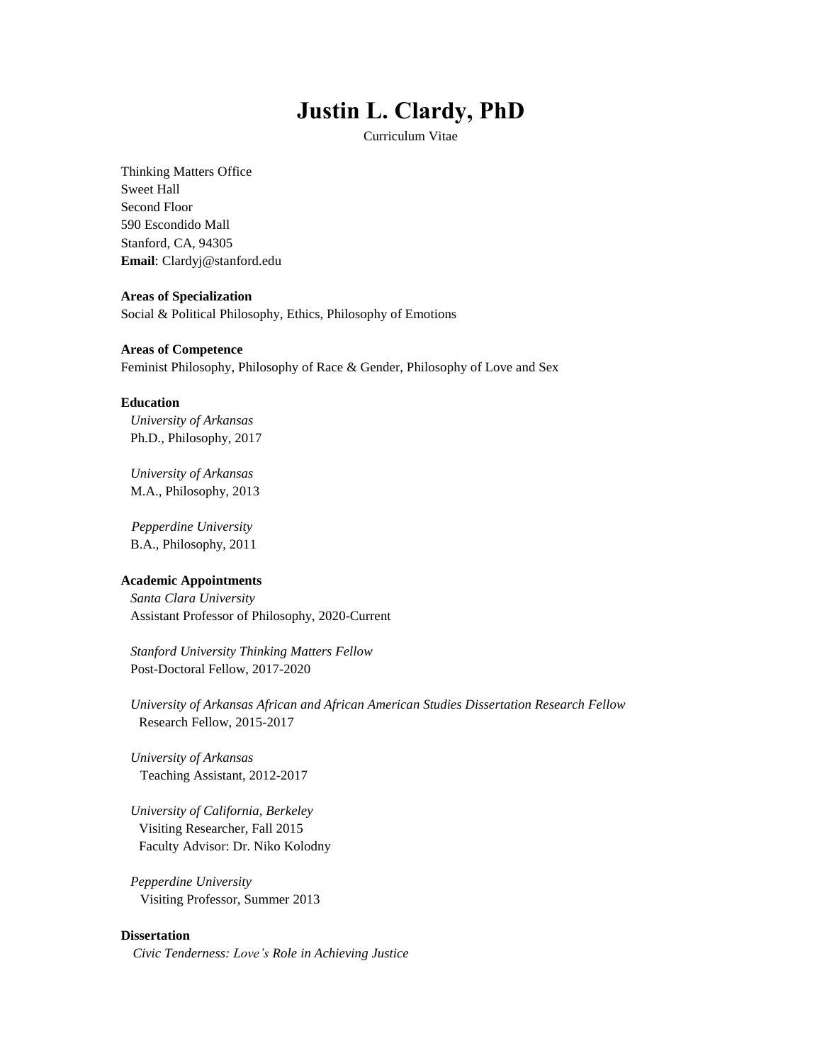# Justin L. Clardy, PhD

Curriculum Vitae

Thinking Matters Office
Sweet Hall
Second Floor
590 Escondido Mall
Stanford, CA, 94305
**Email**: Clardyj@stanford.edu

**Areas of Specialization**
Social & Political Philosophy, Ethics, Philosophy of Emotions

**Areas of Competence**
Feminist Philosophy, Philosophy of Race & Gender, Philosophy of Love and Sex

**Education**

*University of Arkansas*
Ph.D., Philosophy, 2017

*University of Arkansas*
M.A., Philosophy, 2013

*Pepperdine University*
B.A., Philosophy, 2011

**Academic Appointments**

*Santa Clara University*
Assistant Professor of Philosophy, 2020-Current

*Stanford University Thinking Matters Fellow*
Post-Doctoral Fellow, 2017-2020

*University of Arkansas African and African American Studies Dissertation Research Fellow*
Research Fellow, 2015-2017

*University of Arkansas*
Teaching Assistant, 2012-2017

*University of California, Berkeley*
Visiting Researcher, Fall 2015
Faculty Advisor: Dr. Niko Kolodny

*Pepperdine University*
Visiting Professor, Summer 2013

**Dissertation**

*Civic Tenderness: Love's Role in Achieving Justice*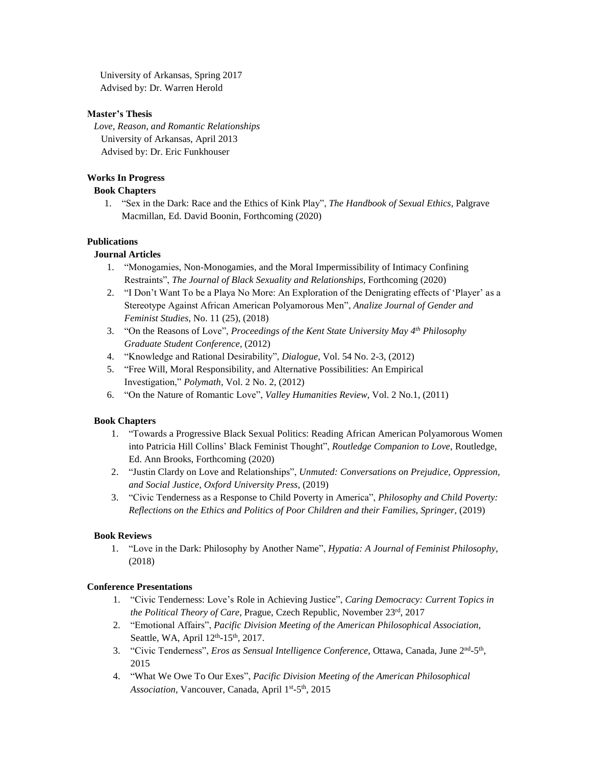University of Arkansas, Spring 2017
Advised by: Dr. Warren Herold

**Master's Thesis**

*Love, Reason, and Romantic Relationships*
University of Arkansas, April 2013
Advised by: Dr. Eric Funkhouser

**Works In Progress**

**Book Chapters**

1. "Sex in the Dark: Race and the Ethics of Kink Play", *The Handbook of Sexual Ethics*, Palgrave Macmillan, Ed. David Boonin, Forthcoming (2020)

**Publications**

**Journal Articles**

1. "Monogamies, Non-Monogamies, and the Moral Impermissibility of Intimacy Confining Restraints", *The Journal of Black Sexuality and Relationships*, Forthcoming (2020)
2. "I Don't Want To be a Playa No More: An Exploration of the Denigrating effects of 'Player' as a Stereotype Against African American Polyamorous Men", *Analize Journal of Gender and Feminist Studies*, No. 11 (25), (2018)
3. "On the Reasons of Love", *Proceedings of the Kent State University May 4th Philosophy Graduate Student Conference*, (2012)
4. "Knowledge and Rational Desirability", *Dialogue*, Vol. 54 No. 2-3, (2012)
5. "Free Will, Moral Responsibility, and Alternative Possibilities: An Empirical Investigation," *Polymath*, Vol. 2 No. 2, (2012)
6. "On the Nature of Romantic Love", *Valley Humanities Review*, Vol. 2 No.1, (2011)

**Book Chapters**

1. "Towards a Progressive Black Sexual Politics: Reading African American Polyamorous Women into Patricia Hill Collins' Black Feminist Thought", *Routledge Companion to Love*, Routledge, Ed. Ann Brooks, Forthcoming (2020)
2. "Justin Clardy on Love and Relationships", *Unmuted: Conversations on Prejudice, Oppression, and Social Justice, Oxford University Press*, (2019)
3. "Civic Tenderness as a Response to Child Poverty in America", *Philosophy and Child Poverty: Reflections on the Ethics and Politics of Poor Children and their Families, Springer,* (2019)

**Book Reviews**

1. "Love in the Dark: Philosophy by Another Name", *Hypatia: A Journal of Feminist Philosophy*, (2018)

**Conference Presentations**

1. "Civic Tenderness: Love's Role in Achieving Justice", *Caring Democracy: Current Topics in the Political Theory of Care*, Prague, Czech Republic, November 23rd, 2017
2. "Emotional Affairs", *Pacific Division Meeting of the American Philosophical Association,* Seattle, WA, April 12th-15th, 2017.
3. "Civic Tenderness", *Eros as Sensual Intelligence Conference,* Ottawa, Canada, June 2nd-5th, 2015
4. "What We Owe To Our Exes", *Pacific Division Meeting of the American Philosophical Association,* Vancouver, Canada, April 1st-5th, 2015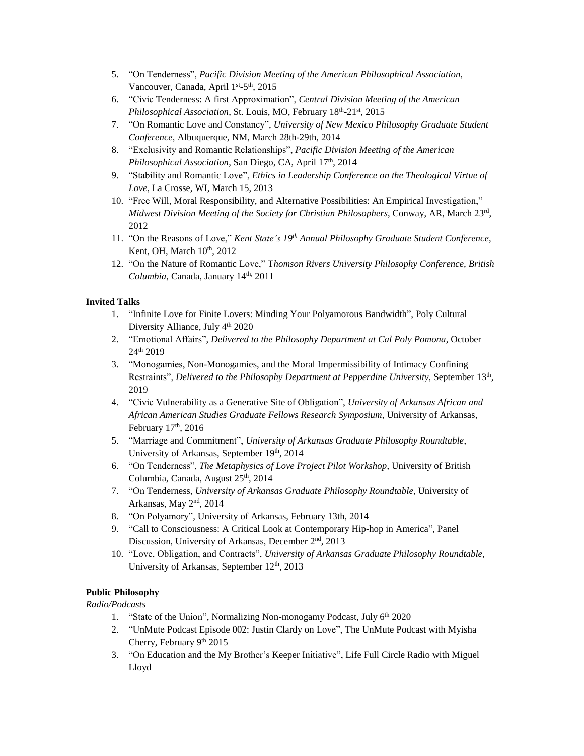5. "On Tenderness", *Pacific Division Meeting of the American Philosophical Association*, Vancouver, Canada, April 1st-5th, 2015
6. "Civic Tenderness: A first Approximation", *Central Division Meeting of the American Philosophical Association*, St. Louis, MO, February 18th-21st, 2015
7. "On Romantic Love and Constancy", *University of New Mexico Philosophy Graduate Student Conference*, Albuquerque, NM, March 28th-29th, 2014
8. "Exclusivity and Romantic Relationships", *Pacific Division Meeting of the American Philosophical Association*, San Diego, CA, April 17th, 2014
9. "Stability and Romantic Love", *Ethics in Leadership Conference on the Theological Virtue of Love*, La Crosse, WI, March 15, 2013
10. "Free Will, Moral Responsibility, and Alternative Possibilities: An Empirical Investigation," *Midwest Division Meeting of the Society for Christian Philosophers*, Conway, AR, March 23rd, 2012
11. "On the Reasons of Love," *Kent State's 19th Annual Philosophy Graduate Student Conference*, Kent, OH, March 10th, 2012
12. "On the Nature of Romantic Love," T*homson Rivers University Philosophy Conference, British Columbia*, Canada, January 14th, 2011

**Invited Talks**

1. "Infinite Love for Finite Lovers: Minding Your Polyamorous Bandwidth", Poly Cultural Diversity Alliance, July 4th 2020
2. "Emotional Affairs", *Delivered to the Philosophy Department at Cal Poly Pomona*, October 24th 2019
3. "Monogamies, Non-Monogamies, and the Moral Impermissibility of Intimacy Confining Restraints", *Delivered to the Philosophy Department at Pepperdine University*, September 13th, 2019
4. "Civic Vulnerability as a Generative Site of Obligation", *University of Arkansas African and African American Studies Graduate Fellows Research Symposium*, University of Arkansas, February 17th, 2016
5. "Marriage and Commitment", *University of Arkansas Graduate Philosophy Roundtable*, University of Arkansas, September 19th, 2014
6. "On Tenderness", *The Metaphysics of Love Project Pilot Workshop*, University of British Columbia, Canada, August 25th, 2014
7. "On Tenderness, *University of Arkansas Graduate Philosophy Roundtable*, University of Arkansas, May 2nd, 2014
8. "On Polyamory", University of Arkansas, February 13th, 2014
9. "Call to Consciousness: A Critical Look at Contemporary Hip-hop in America", Panel Discussion, University of Arkansas, December 2nd, 2013
10. "Love, Obligation, and Contracts", *University of Arkansas Graduate Philosophy Roundtable*, University of Arkansas, September 12th, 2013

**Public Philosophy**

*Radio/Podcasts*

1. "State of the Union", Normalizing Non-monogamy Podcast, July 6th 2020
2. "UnMute Podcast Episode 002: Justin Clardy on Love", The UnMute Podcast with Myisha Cherry, February 9th 2015
3. "On Education and the My Brother's Keeper Initiative", Life Full Circle Radio with Miguel Lloyd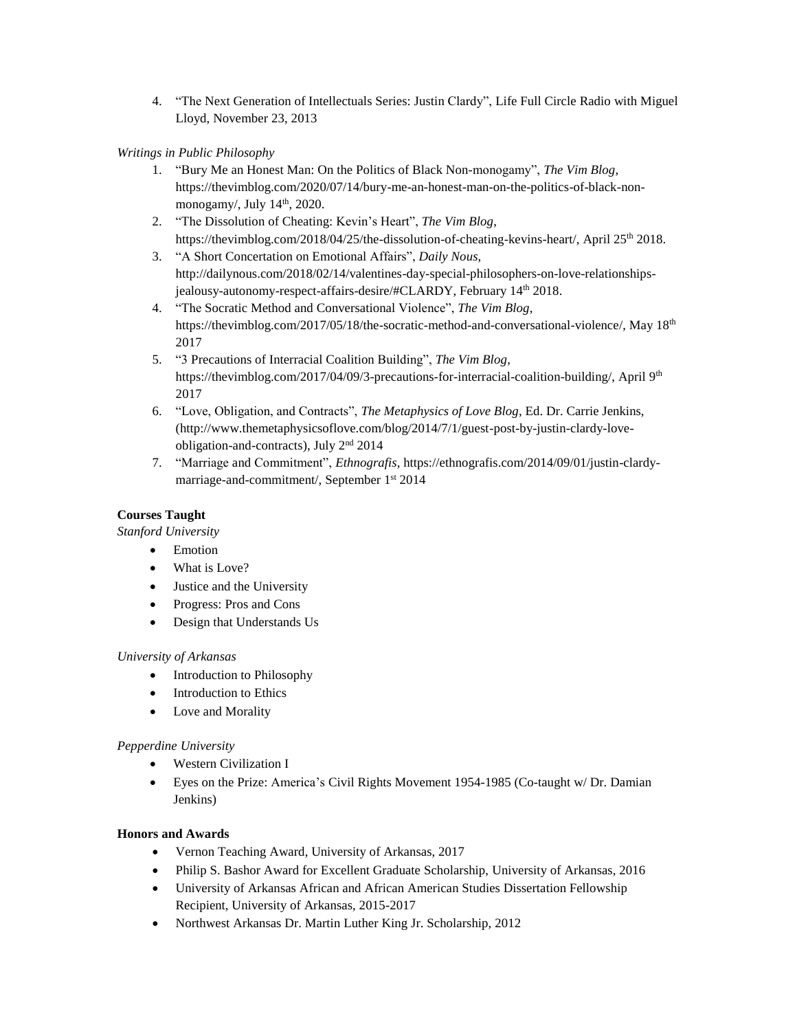4. "The Next Generation of Intellectuals Series: Justin Clardy", Life Full Circle Radio with Miguel Lloyd, November 23, 2013

*Writings in Public Philosophy*

1. "Bury Me an Honest Man: On the Politics of Black Non-monogamy", *The Vim Blog*, https://thevimblog.com/2020/07/14/bury-me-an-honest-man-on-the-politics-of-black-non-monogamy/, July 14th, 2020.
2. "The Dissolution of Cheating: Kevin's Heart", *The Vim Blog*, https://thevimblog.com/2018/04/25/the-dissolution-of-cheating-kevins-heart/, April 25th 2018.
3. "A Short Concertation on Emotional Affairs", *Daily Nous*, http://dailynous.com/2018/02/14/valentines-day-special-philosophers-on-love-relationships-jealousy-autonomy-respect-affairs-desire/#CLARDY, February 14th 2018.
4. "The Socratic Method and Conversational Violence", *The Vim Blog*, https://thevimblog.com/2017/05/18/the-socratic-method-and-conversational-violence/, May 18th 2017
5. "3 Precautions of Interracial Coalition Building", *The Vim Blog*, https://thevimblog.com/2017/04/09/3-precautions-for-interracial-coalition-building/, April 9th 2017
6. "Love, Obligation, and Contracts", *The Metaphysics of Love Blog*, Ed. Dr. Carrie Jenkins, (http://www.themetaphysicsoflove.com/blog/2014/7/1/guest-post-by-justin-clardy-love-obligation-and-contracts), July 2nd 2014
7. "Marriage and Commitment", *Ethnografis*, https://ethnografis.com/2014/09/01/justin-clardy-marriage-and-commitment/, September 1st 2014

**Courses Taught**

*Stanford University*

- Emotion
- What is Love?
- Justice and the University
- Progress: Pros and Cons
- Design that Understands Us

*University of Arkansas*

- Introduction to Philosophy
- Introduction to Ethics
- Love and Morality

*Pepperdine University*

- Western Civilization I
- Eyes on the Prize: America's Civil Rights Movement 1954-1985 (Co-taught w/ Dr. Damian Jenkins)

**Honors and Awards**

- Vernon Teaching Award, University of Arkansas, 2017
- Philip S. Bashor Award for Excellent Graduate Scholarship, University of Arkansas, 2016
- University of Arkansas African and African American Studies Dissertation Fellowship Recipient, University of Arkansas, 2015-2017
- Northwest Arkansas Dr. Martin Luther King Jr. Scholarship, 2012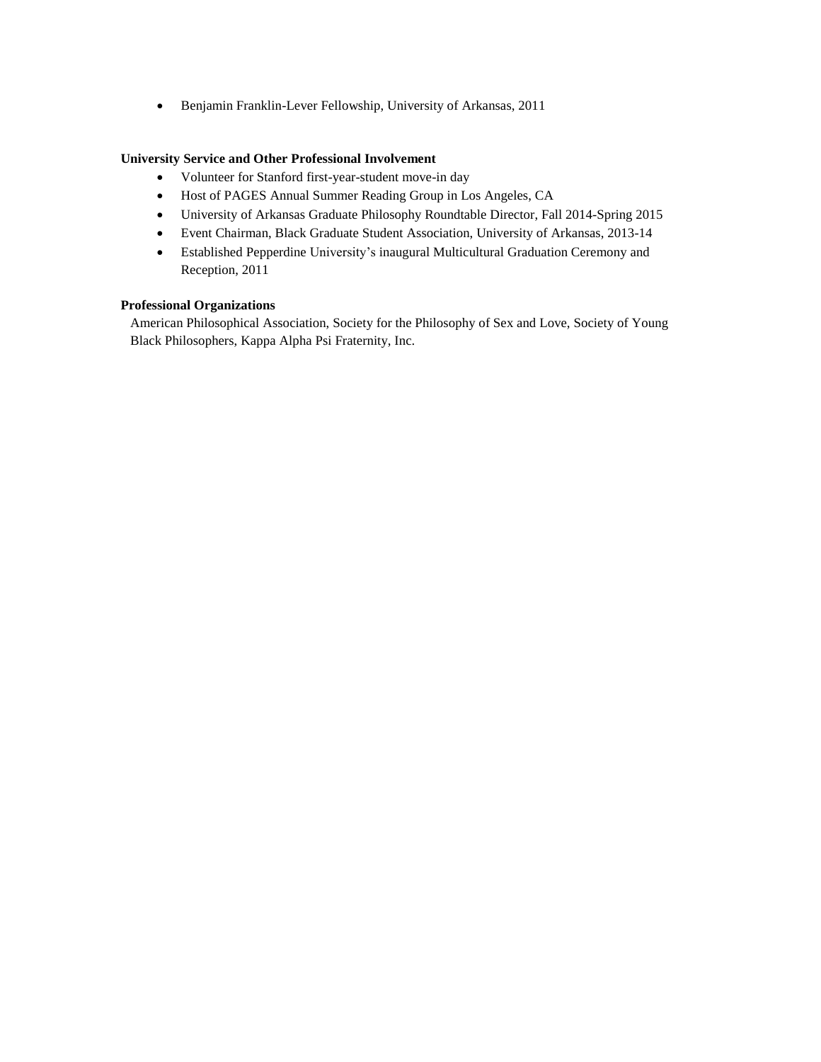- Benjamin Franklin-Lever Fellowship, University of Arkansas, 2011

**University Service and Other Professional Involvement**

- Volunteer for Stanford first-year-student move-in day
- Host of PAGES Annual Summer Reading Group in Los Angeles, CA
- University of Arkansas Graduate Philosophy Roundtable Director, Fall 2014-Spring 2015
- Event Chairman, Black Graduate Student Association, University of Arkansas, 2013-14
- Established Pepperdine University's inaugural Multicultural Graduation Ceremony and Reception, 2011

**Professional Organizations**

American Philosophical Association, Society for the Philosophy of Sex and Love, Society of Young Black Philosophers, Kappa Alpha Psi Fraternity, Inc.